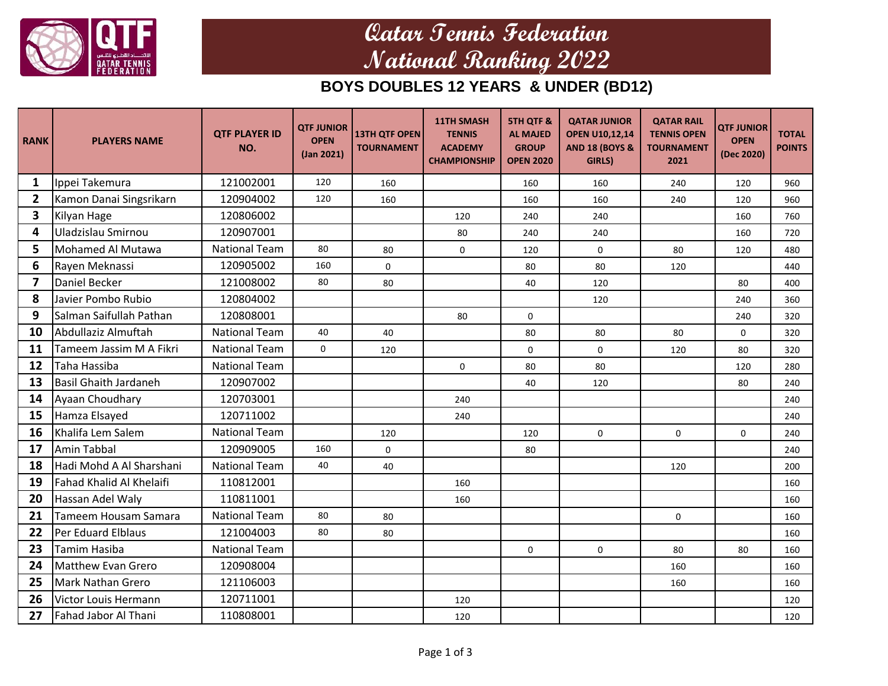# Qatar Tennis Federation
# National Ranking 2022

## BOYS DOUBLES 12 YEARS & UNDER (BD12)

| RANK | PLAYERS NAME | QTF PLAYER ID NO. | QTF JUNIOR OPEN (Jan 2021) | 13TH QTF OPEN TOURNAMENT | 11TH SMASH TENNIS ACADEMY CHAMPIONSHIP | 5TH QTF & AL MAJED GROUP OPEN 2020 | QATAR JUNIOR OPEN U10,12,14 AND 18 (BOYS & GIRLS) | QATAR RAIL TENNIS OPEN TOURNAMENT 2021 | QTF JUNIOR OPEN (Dec 2020) | TOTAL POINTS |
|---|---|---|---|---|---|---|---|---|---|---|
| 1 | Ippei Takemura | 121002001 | 120 | 160 | | 160 | 160 | 240 | 120 | 960 |
| 2 | Kamon Danai Singsrikarn | 120904002 | 120 | 160 | | 160 | 160 | 240 | 120 | 960 |
| 3 | Kilyan Hage | 120806002 | | | 120 | 240 | 240 | | 160 | 760 |
| 4 | Uladzislau Smirnou | 120907001 | | | 80 | 240 | 240 | | 160 | 720 |
| 5 | Mohamed Al Mutawa | National Team | 80 | 80 | 0 | 120 | 0 | 80 | 120 | 480 |
| 6 | Rayen Meknassi | 120905002 | 160 | 0 | | 80 | 80 | 120 | | 440 |
| 7 | Daniel Becker | 121008002 | 80 | 80 | | 40 | 120 | | 80 | 400 |
| 8 | Javier Pombo Rubio | 120804002 | | | | | 120 | | 240 | 360 |
| 9 | Salman Saifullah Pathan | 120808001 | | | 80 | 0 | | | 240 | 320 |
| 10 | Abdullaziz Almuftah | National Team | 40 | 40 | | 80 | 80 | 80 | 0 | 320 |
| 11 | Tameem Jassim M A Fikri | National Team | 0 | 120 | | 0 | 0 | 120 | 80 | 320 |
| 12 | Taha Hassiba | National Team | | | 0 | 80 | 80 | | 120 | 280 |
| 13 | Basil Ghaith Jardaneh | 120907002 | | | | 40 | 120 | | 80 | 240 |
| 14 | Ayaan Choudhary | 120703001 | | | 240 | | | | | 240 |
| 15 | Hamza Elsayed | 120711002 | | | 240 | | | | | 240 |
| 16 | Khalifa Lem Salem | National Team | | 120 | | 120 | 0 | 0 | 0 | 240 |
| 17 | Amin Tabbal | 120909005 | 160 | 0 | | 80 | | | | 240 |
| 18 | Hadi Mohd A Al Sharshani | National Team | 40 | 40 | | | | 120 | | 200 |
| 19 | Fahad Khalid Al Khelaifi | 110812001 | | | 160 | | | | | 160 |
| 20 | Hassan Adel Waly | 110811001 | | | 160 | | | | | 160 |
| 21 | Tameem Housam Samara | National Team | 80 | 80 | | | | 0 | | 160 |
| 22 | Per Eduard Elblaus | 121004003 | 80 | 80 | | | | | | 160 |
| 23 | Tamim Hasiba | National Team | | | | 0 | 0 | 80 | 80 | 160 |
| 24 | Matthew Evan Grero | 120908004 | | | | | | 160 | | 160 |
| 25 | Mark Nathan Grero | 121106003 | | | | | | 160 | | 160 |
| 26 | Victor Louis Hermann | 120711001 | | | 120 | | | | | 120 |
| 27 | Fahad Jabor Al Thani | 110808001 | | | 120 | | | | | 120 |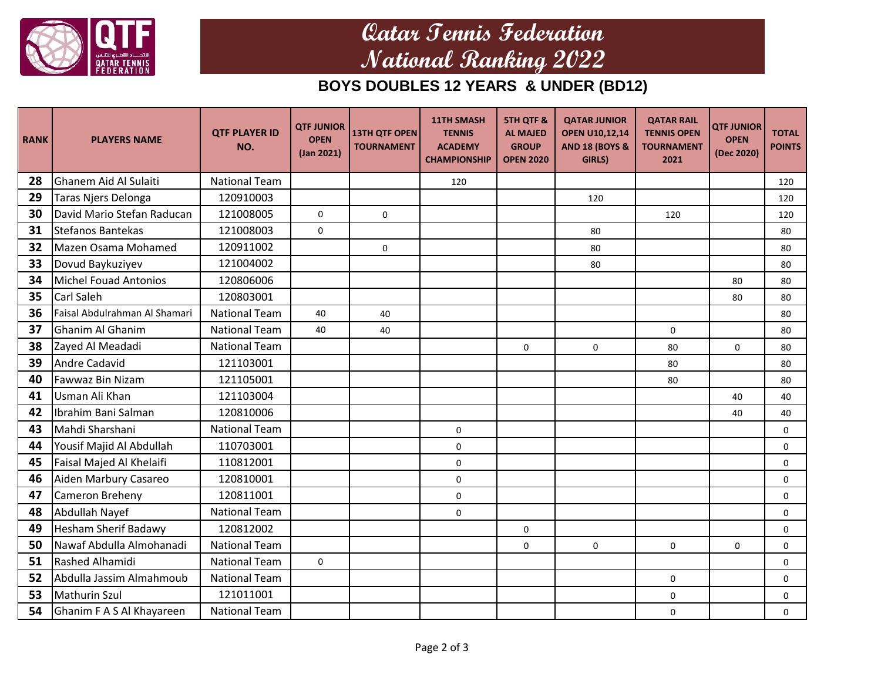# Qatar Tennis Federation National Ranking 2022

## BOYS DOUBLES 12 YEARS & UNDER (BD12)

| RANK | PLAYERS NAME | QTF PLAYER ID NO. | QTF JUNIOR OPEN (Jan 2021) | 13TH QTF OPEN TOURNAMENT | 11TH SMASH TENNIS ACADEMY CHAMPIONSHIP | 5TH QTF & AL MAJED GROUP OPEN 2020 | QATAR JUNIOR OPEN U10,12,14 AND 18 (BOYS & GIRLS) | QATAR RAIL TENNIS OPEN TOURNAMENT 2021 | QTF JUNIOR OPEN (Dec 2020) | TOTAL POINTS |
|---|---|---|---|---|---|---|---|---|---|---|
| 28 | Ghanem Aid Al Sulaiti | National Team | | | 120 | | | | | 120 |
| 29 | Taras Njers Delonga | 120910003 | | | | | 120 | | | 120 |
| 30 | David Mario Stefan Raducan | 121008005 | 0 | 0 | | | | 120 | | 120 |
| 31 | Stefanos Bantekas | 121008003 | 0 | | | | 80 | | | 80 |
| 32 | Mazen Osama Mohamed | 120911002 | | 0 | | | 80 | | | 80 |
| 33 | Dovud Baykuziyev | 121004002 | | | | | 80 | | | 80 |
| 34 | Michel Fouad Antonios | 120806006 | | | | | | | 80 | 80 |
| 35 | Carl Saleh | 120803001 | | | | | | | 80 | 80 |
| 36 | Faisal Abdulrahman Al Shamari | National Team | 40 | 40 | | | | | | 80 |
| 37 | Ghanim Al Ghanim | National Team | 40 | 40 | | | | 0 | | 80 |
| 38 | Zayed Al Meadadi | National Team | | | | 0 | 0 | 80 | 0 | 80 |
| 39 | Andre Cadavid | 121103001 | | | | | | 80 | | 80 |
| 40 | Fawwaz Bin Nizam | 121105001 | | | | | | 80 | | 80 |
| 41 | Usman Ali Khan | 121103004 | | | | | | | 40 | 40 |
| 42 | Ibrahim Bani Salman | 120810006 | | | | | | | 40 | 40 |
| 43 | Mahdi Sharshani | National Team | | | 0 | | | | | 0 |
| 44 | Yousif Majid Al Abdullah | 110703001 | | | 0 | | | | | 0 |
| 45 | Faisal Majed Al Khelaifi | 110812001 | | | 0 | | | | | 0 |
| 46 | Aiden Marbury Casareo | 120810001 | | | 0 | | | | | 0 |
| 47 | Cameron Breheny | 120811001 | | | 0 | | | | | 0 |
| 48 | Abdullah Nayef | National Team | | | 0 | | | | | 0 |
| 49 | Hesham Sherif Badawy | 120812002 | | | | 0 | | | | 0 |
| 50 | Nawaf Abdulla Almohanadi | National Team | | | | 0 | 0 | 0 | 0 | 0 |
| 51 | Rashed Alhamidi | National Team | 0 | | | | | | | 0 |
| 52 | Abdulla Jassim Almahmoub | National Team | | | | | | 0 | | 0 |
| 53 | Mathurin Szul | 121011001 | | | | | | 0 | | 0 |
| 54 | Ghanim F A S Al Khayareen | National Team | | | | | | 0 | | 0 |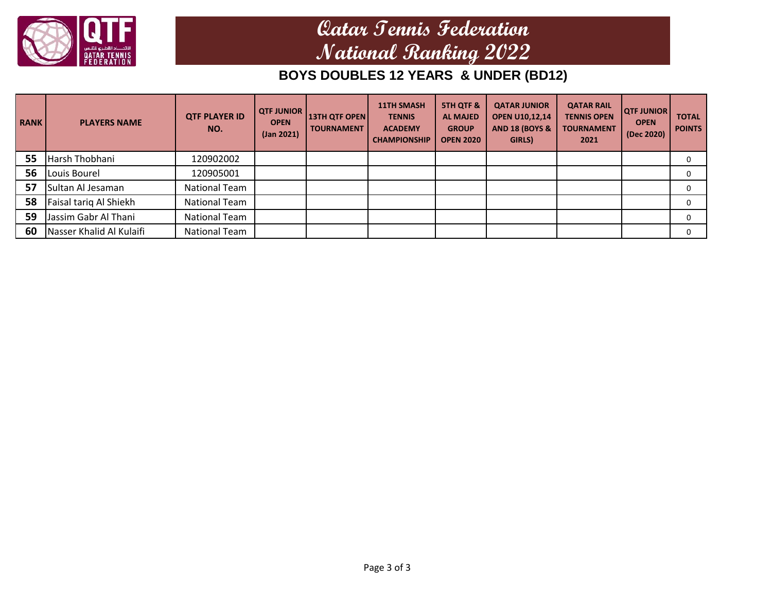# Qatar Tennis Federation
# National Ranking 2022

## BOYS DOUBLES 12 YEARS & UNDER (BD12)

| RANK | PLAYERS NAME | QTF PLAYER ID NO. | QTF JUNIOR OPEN (Jan 2021) | 13TH QTF OPEN TOURNAMENT | 11TH SMASH TENNIS ACADEMY CHAMPIONSHIP | 5TH QTF & AL MAJED GROUP OPEN 2020 | QATAR JUNIOR OPEN U10,12,14 AND 18 (BOYS & GIRLS) | QATAR RAIL TENNIS OPEN TOURNAMENT 2021 | QTF JUNIOR OPEN (Dec 2020) | TOTAL POINTS |
|---|---|---|---|---|---|---|---|---|---|---|
| 55 | Harsh Thobhani | 120902002 | | | | | | | | 0 |
| 56 | Louis Bourel | 120905001 | | | | | | | | 0 |
| 57 | Sultan Al Jesaman | National Team | | | | | | | | 0 |
| 58 | Faisal tariq Al Shiekh | National Team | | | | | | | | 0 |
| 59 | Jassim Gabr Al Thani | National Team | | | | | | | | 0 |
| 60 | Nasser Khalid Al Kulaifi | National Team | | | | | | | | 0 |